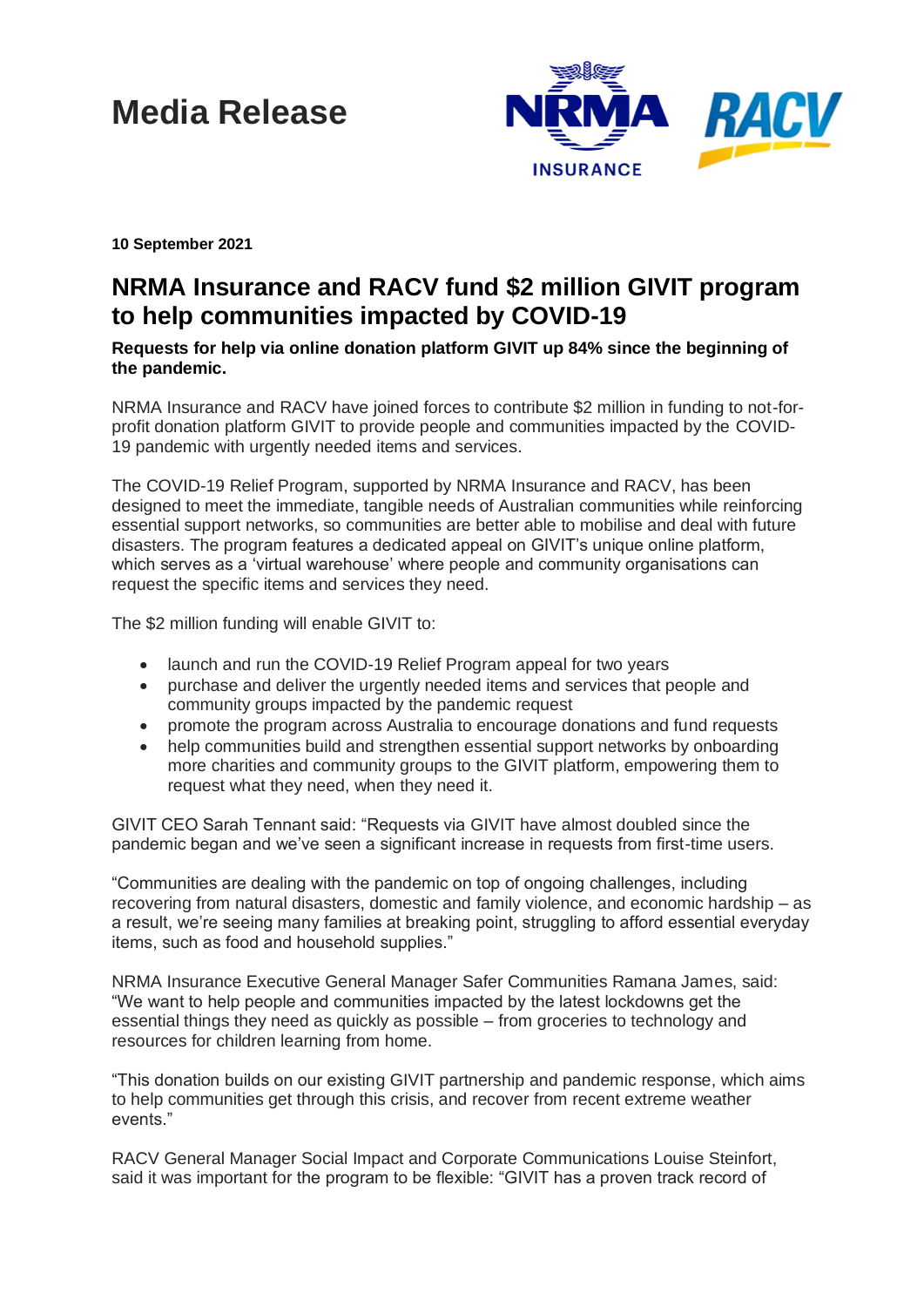# Media Release

**10 September 2021**

## NRMA Insurance and RACV fund $2 million GIVIT program to help communities impacted by COVID-19

**Requests for help via online donation platform GIVIT up 84% since the beginning of the pandemic.**

NRMA Insurance and RACV have joined forces to contribute $2 million in funding to not-for-profit donation platform GIVIT to provide people and communities impacted by the COVID-19 pandemic with urgently needed items and services.

The COVID-19 Relief Program, supported by NRMA Insurance and RACV, has been designed to meet the immediate, tangible needs of Australian communities while reinforcing essential support networks, so communities are better able to mobilise and deal with future disasters. The program features a dedicated appeal on GIVIT's unique online platform, which serves as a 'virtual warehouse' where people and community organisations can request the specific items and services they need.

The $2 million funding will enable GIVIT to:

- launch and run the COVID-19 Relief Program appeal for two years
- purchase and deliver the urgently needed items and services that people and community groups impacted by the pandemic request
- promote the program across Australia to encourage donations and fund requests
- help communities build and strengthen essential support networks by onboarding more charities and community groups to the GIVIT platform, empowering them to request what they need, when they need it.

GIVIT CEO Sarah Tennant said: "Requests via GIVIT have almost doubled since the pandemic began and we've seen a significant increase in requests from first-time users.

"Communities are dealing with the pandemic on top of ongoing challenges, including recovering from natural disasters, domestic and family violence, and economic hardship – as a result, we're seeing many families at breaking point, struggling to afford essential everyday items, such as food and household supplies."

NRMA Insurance Executive General Manager Safer Communities Ramana James, said: "We want to help people and communities impacted by the latest lockdowns get the essential things they need as quickly as possible – from groceries to technology and resources for children learning from home.

"This donation builds on our existing GIVIT partnership and pandemic response, which aims to help communities get through this crisis, and recover from recent extreme weather events."

RACV General Manager Social Impact and Corporate Communications Louise Steinfort, said it was important for the program to be flexible: "GIVIT has a proven track record of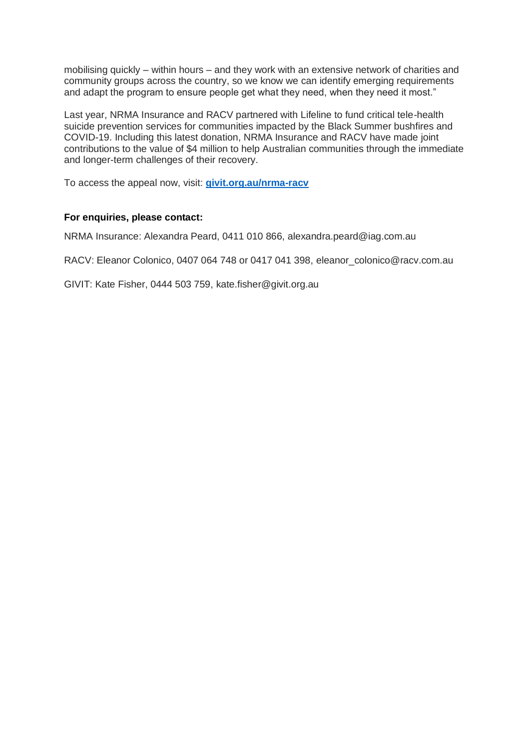mobilising quickly – within hours – and they work with an extensive network of charities and community groups across the country, so we know we can identify emerging requirements and adapt the program to ensure people get what they need, when they need it most."

Last year, NRMA Insurance and RACV partnered with Lifeline to fund critical tele-health suicide prevention services for communities impacted by the Black Summer bushfires and COVID-19. Including this latest donation, NRMA Insurance and RACV have made joint contributions to the value of $4 million to help Australian communities through the immediate and longer-term challenges of their recovery.

To access the appeal now, visit: **[givit.org.au/nrma-racv](givit.org.au/nrma-racv)**

**For enquiries, please contact:**

NRMA Insurance: Alexandra Peard, 0411 010 866, alexandra.peard@iag.com.au

RACV: Eleanor Colonico, 0407 064 748 or 0417 041 398, eleanor_colonico@racv.com.au

GIVIT: Kate Fisher, 0444 503 759, kate.fisher@givit.org.au